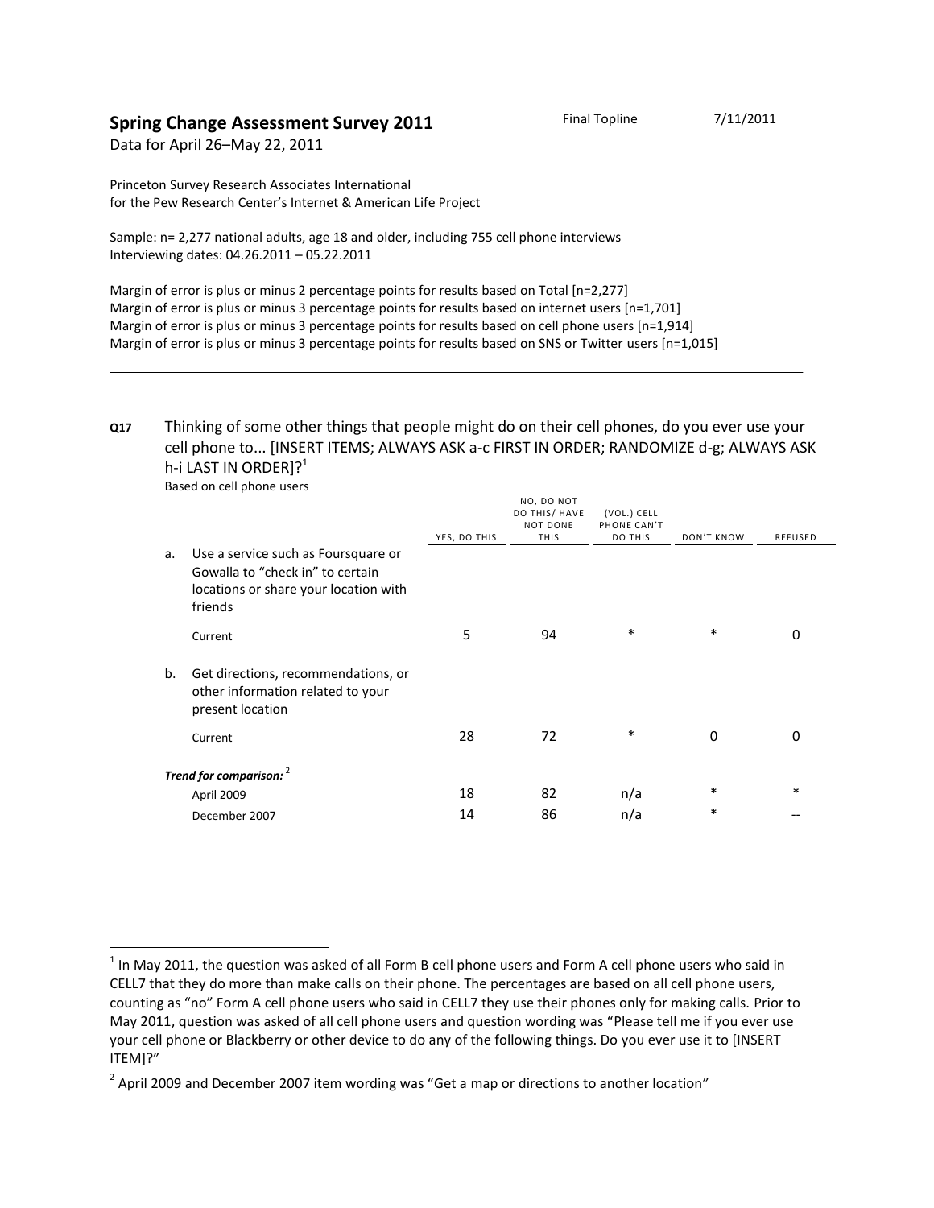## Spring Change Assessment Survey 2011

Final Topline 7/11/2011

Data for April 26–May 22, 2011

Princeton Survey Research Associates International
for the Pew Research Center's Internet & American Life Project

Sample: n= 2,277 national adults, age 18 and older, including 755 cell phone interviews
Interviewing dates: 04.26.2011 – 05.22.2011

Margin of error is plus or minus 2 percentage points for results based on Total [n=2,277]
Margin of error is plus or minus 3 percentage points for results based on internet users [n=1,701]
Margin of error is plus or minus 3 percentage points for results based on cell phone users [n=1,914]
Margin of error is plus or minus 3 percentage points for results based on SNS or Twitter users [n=1,015]

---

**Q17** Thinking of some other things that people might do on their cell phones, do you ever use your cell phone to... [INSERT ITEMS; ALWAYS ASK a-c FIRST IN ORDER; RANDOMIZE d-g; ALWAYS ASK h-i LAST IN ORDER]?[1]

Based on cell phone users

| | | YES, DO THIS | NO, DO NOT DO THIS/ HAVE NOT DONE THIS | (VOL.) CELL PHONE CAN'T DO THIS | DON'T KNOW | REFUSED |
|---|---|---|---|---|---|---|
| a. | Use a service such as Foursquare or Gowalla to "check in" to certain locations or share your location with friends | | | | | |
| | Current | 5 | 94 | * | * | 0 |
| b. | Get directions, recommendations, or other information related to your present location | | | | | |
| | Current | 28 | 72 | * | 0 | 0 |
| | ***Trend for comparison:***[2] | | | | | |
| | April 2009 | 18 | 82 | n/a | * | * |
| | December 2007 | 14 | 86 | n/a | * | -- |

[1] In May 2011, the question was asked of all Form B cell phone users and Form A cell phone users who said in CELL7 that they do more than make calls on their phone. The percentages are based on all cell phone users, counting as "no" Form A cell phone users who said in CELL7 they use their phones only for making calls. Prior to May 2011, question was asked of all cell phone users and question wording was "Please tell me if you ever use your cell phone or Blackberry or other device to do any of the following things. Do you ever use it to [INSERT ITEM]?"

[2] April 2009 and December 2007 item wording was "Get a map or directions to another location"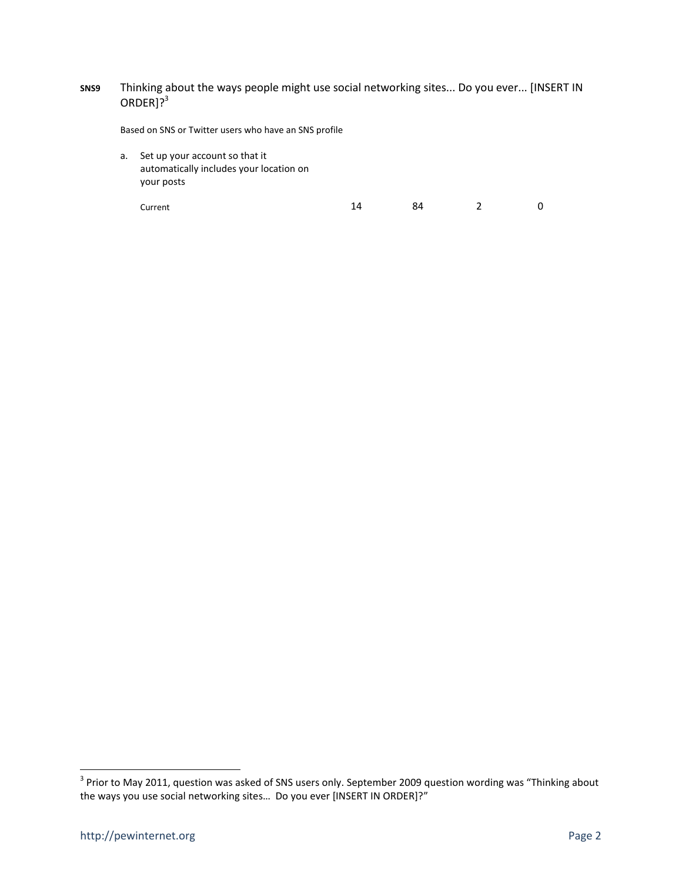**SNS9** Thinking about the ways people might use social networking sites... Do you ever... [INSERT IN ORDER]?[3]

Based on SNS or Twitter users who have an SNS profile

| | | | | |
|---|---|---|---|---|
| a. Set up your account so that it automatically includes your location on your posts | | | | |
| Current | 14 | 84 | 2 | 0 |

[3] Prior to May 2011, question was asked of SNS users only. September 2009 question wording was "Thinking about the ways you use social networking sites… Do you ever [INSERT IN ORDER]?"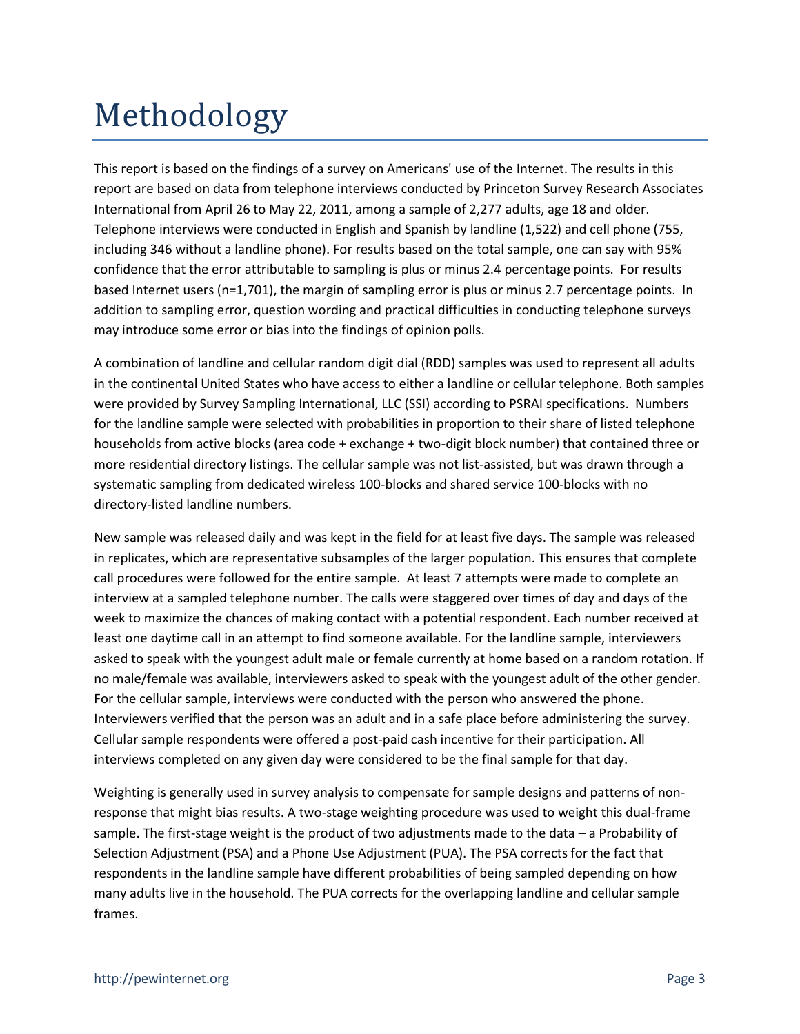# Methodology

This report is based on the findings of a survey on Americans' use of the Internet. The results in this report are based on data from telephone interviews conducted by Princeton Survey Research Associates International from April 26 to May 22, 2011, among a sample of 2,277 adults, age 18 and older. Telephone interviews were conducted in English and Spanish by landline (1,522) and cell phone (755, including 346 without a landline phone). For results based on the total sample, one can say with 95% confidence that the error attributable to sampling is plus or minus 2.4 percentage points. For results based Internet users (n=1,701), the margin of sampling error is plus or minus 2.7 percentage points. In addition to sampling error, question wording and practical difficulties in conducting telephone surveys may introduce some error or bias into the findings of opinion polls.

A combination of landline and cellular random digit dial (RDD) samples was used to represent all adults in the continental United States who have access to either a landline or cellular telephone. Both samples were provided by Survey Sampling International, LLC (SSI) according to PSRAI specifications. Numbers for the landline sample were selected with probabilities in proportion to their share of listed telephone households from active blocks (area code + exchange + two-digit block number) that contained three or more residential directory listings. The cellular sample was not list-assisted, but was drawn through a systematic sampling from dedicated wireless 100-blocks and shared service 100-blocks with no directory-listed landline numbers.

New sample was released daily and was kept in the field for at least five days. The sample was released in replicates, which are representative subsamples of the larger population. This ensures that complete call procedures were followed for the entire sample. At least 7 attempts were made to complete an interview at a sampled telephone number. The calls were staggered over times of day and days of the week to maximize the chances of making contact with a potential respondent. Each number received at least one daytime call in an attempt to find someone available. For the landline sample, interviewers asked to speak with the youngest adult male or female currently at home based on a random rotation. If no male/female was available, interviewers asked to speak with the youngest adult of the other gender. For the cellular sample, interviews were conducted with the person who answered the phone. Interviewers verified that the person was an adult and in a safe place before administering the survey. Cellular sample respondents were offered a post-paid cash incentive for their participation. All interviews completed on any given day were considered to be the final sample for that day.

Weighting is generally used in survey analysis to compensate for sample designs and patterns of non-response that might bias results. A two-stage weighting procedure was used to weight this dual-frame sample. The first-stage weight is the product of two adjustments made to the data – a Probability of Selection Adjustment (PSA) and a Phone Use Adjustment (PUA). The PSA corrects for the fact that respondents in the landline sample have different probabilities of being sampled depending on how many adults live in the household. The PUA corrects for the overlapping landline and cellular sample frames.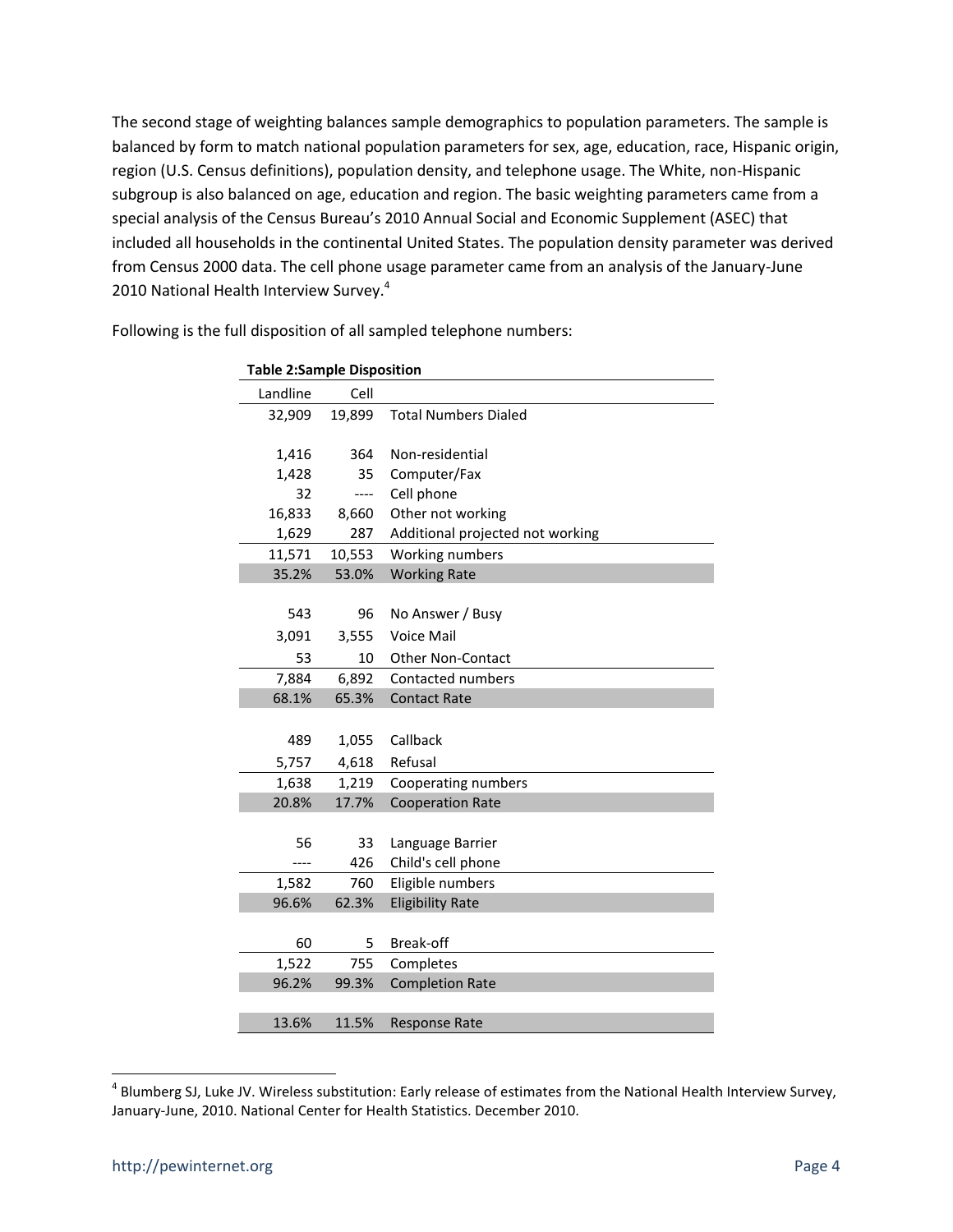The second stage of weighting balances sample demographics to population parameters. The sample is balanced by form to match national population parameters for sex, age, education, race, Hispanic origin, region (U.S. Census definitions), population density, and telephone usage. The White, non-Hispanic subgroup is also balanced on age, education and region. The basic weighting parameters came from a special analysis of the Census Bureau's 2010 Annual Social and Economic Supplement (ASEC) that included all households in the continental United States. The population density parameter was derived from Census 2000 data. The cell phone usage parameter came from an analysis of the January-June 2010 National Health Interview Survey.[4]

Following is the full disposition of all sampled telephone numbers:

**Table 2:Sample Disposition**

| Landline | Cell | |
|---|---|---|
| 32,909 | 19,899 | Total Numbers Dialed |
| | | |
| 1,416 | 364 | Non-residential |
| 1,428 | 35 | Computer/Fax |
| 32 | ---- | Cell phone |
| 16,833 | 8,660 | Other not working |
| 1,629 | 287 | Additional projected not working |
| 11,571 | 10,553 | Working numbers |
| 35.2% | 53.0% | Working Rate |
| | | |
| 543 | 96 | No Answer / Busy |
| 3,091 | 3,555 | Voice Mail |
| 53 | 10 | Other Non-Contact |
| 7,884 | 6,892 | Contacted numbers |
| 68.1% | 65.3% | Contact Rate |
| | | |
| 489 | 1,055 | Callback |
| 5,757 | 4,618 | Refusal |
| 1,638 | 1,219 | Cooperating numbers |
| 20.8% | 17.7% | Cooperation Rate |
| | | |
| 56 | 33 | Language Barrier |
| ---- | 426 | Child's cell phone |
| 1,582 | 760 | Eligible numbers |
| 96.6% | 62.3% | Eligibility Rate |
| | | |
| 60 | 5 | Break-off |
| 1,522 | 755 | Completes |
| 96.2% | 99.3% | Completion Rate |
| | | |
| 13.6% | 11.5% | Response Rate |

[4] Blumberg SJ, Luke JV. Wireless substitution: Early release of estimates from the National Health Interview Survey, January-June, 2010. National Center for Health Statistics. December 2010.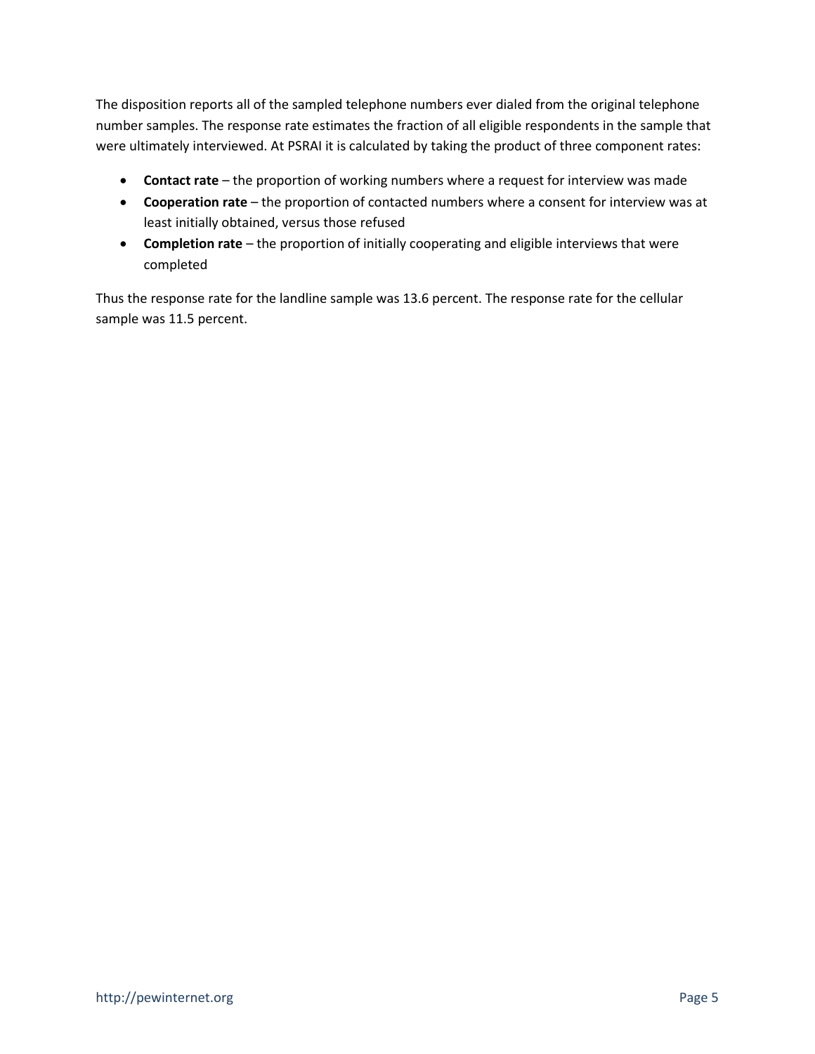The disposition reports all of the sampled telephone numbers ever dialed from the original telephone number samples. The response rate estimates the fraction of all eligible respondents in the sample that were ultimately interviewed. At PSRAI it is calculated by taking the product of three component rates:

- **Contact rate** – the proportion of working numbers where a request for interview was made
- **Cooperation rate** – the proportion of contacted numbers where a consent for interview was at least initially obtained, versus those refused
- **Completion rate** – the proportion of initially cooperating and eligible interviews that were completed

Thus the response rate for the landline sample was 13.6 percent. The response rate for the cellular sample was 11.5 percent.